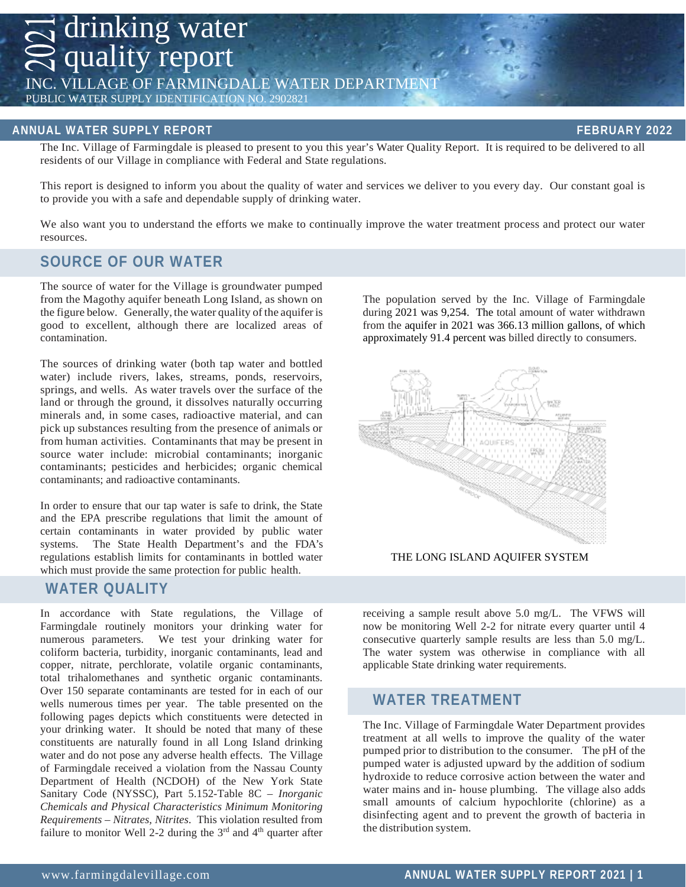# 2021 drinking water quality report

INC. VILLAGE OF FARMINGDALE WATER DEPARTMENT

PUBLIC WATER SUPPLY IDENTIFICATION NO. 2902821

**ANNUAL WATER SUPPLY REPORT** — **FEBRUARY 2022**

The Inc. Village of Farmingdale is pleased to present to you this year's Water Quality Report. It is required to be delivered to all residents of our Village in compliance with Federal and State regulations.

This report is designed to inform you about the quality of water and services we deliver to you every day. Our constant goal is to provide you with a safe and dependable supply of drinking water.

We also want you to understand the efforts we make to continually improve the water treatment process and protect our water resources.

## SOURCE OF OUR WATER

The source of water for the Village is groundwater pumped from the Magothy aquifer beneath Long Island, as shown on the figure below. Generally, the water quality of the aquifer is good to excellent, although there are localized areas of contamination.

The sources of drinking water (both tap water and bottled water) include rivers, lakes, streams, ponds, reservoirs, springs, and wells. As water travels over the surface of the land or through the ground, it dissolves naturally occurring minerals and, in some cases, radioactive material, and can pick up substances resulting from the presence of animals or from human activities. Contaminants that may be present in source water include: microbial contaminants; inorganic contaminants; pesticides and herbicides; organic chemical contaminants; and radioactive contaminants.

In order to ensure that our tap water is safe to drink, the State and the EPA prescribe regulations that limit the amount of certain contaminants in water provided by public water systems. The State Health Department's and the FDA's regulations establish limits for contaminants in bottled water which must provide the same protection for public health.

The population served by the Inc. Village of Farmingdale during 2021 was 9,254. The total amount of water withdrawn from the aquifer in 2021 was 366.13 million gallons, of which approximately 91.4 percent was billed directly to consumers.

THE LONG ISLAND AQUIFER SYSTEM

## WATER QUALITY

In accordance with State regulations, the Village of Farmingdale routinely monitors your drinking water for numerous parameters. We test your drinking water for coliform bacteria, turbidity, inorganic contaminants, lead and copper, nitrate, perchlorate, volatile organic contaminants, total trihalomethanes and synthetic organic contaminants. Over 150 separate contaminants are tested for in each of our wells numerous times per year. The table presented on the following pages depicts which constituents were detected in your drinking water. It should be noted that many of these constituents are naturally found in all Long Island drinking water and do not pose any adverse health effects. The Village of Farmingdale received a violation from the Nassau County Department of Health (NCDOH) of the New York State Sanitary Code (NYSSC), Part 5.152-Table 8C – *Inorganic Chemicals and Physical Characteristics Minimum Monitoring Requirements – Nitrates, Nitrites*. This violation resulted from failure to monitor Well 2-2 during the 3rd and 4th quarter after receiving a sample result above 5.0 mg/L. The VFWS will now be monitoring Well 2-2 for nitrate every quarter until 4 consecutive quarterly sample results are less than 5.0 mg/L. The water system was otherwise in compliance with all applicable State drinking water requirements.

## WATER TREATMENT

The Inc. Village of Farmingdale Water Department provides treatment at all wells to improve the quality of the water pumped prior to distribution to the consumer. The pH of the pumped water is adjusted upward by the addition of sodium hydroxide to reduce corrosive action between the water and water mains and in- house plumbing. The village also adds small amounts of calcium hypochlorite (chlorine) as a disinfecting agent and to prevent the growth of bacteria in the distribution system.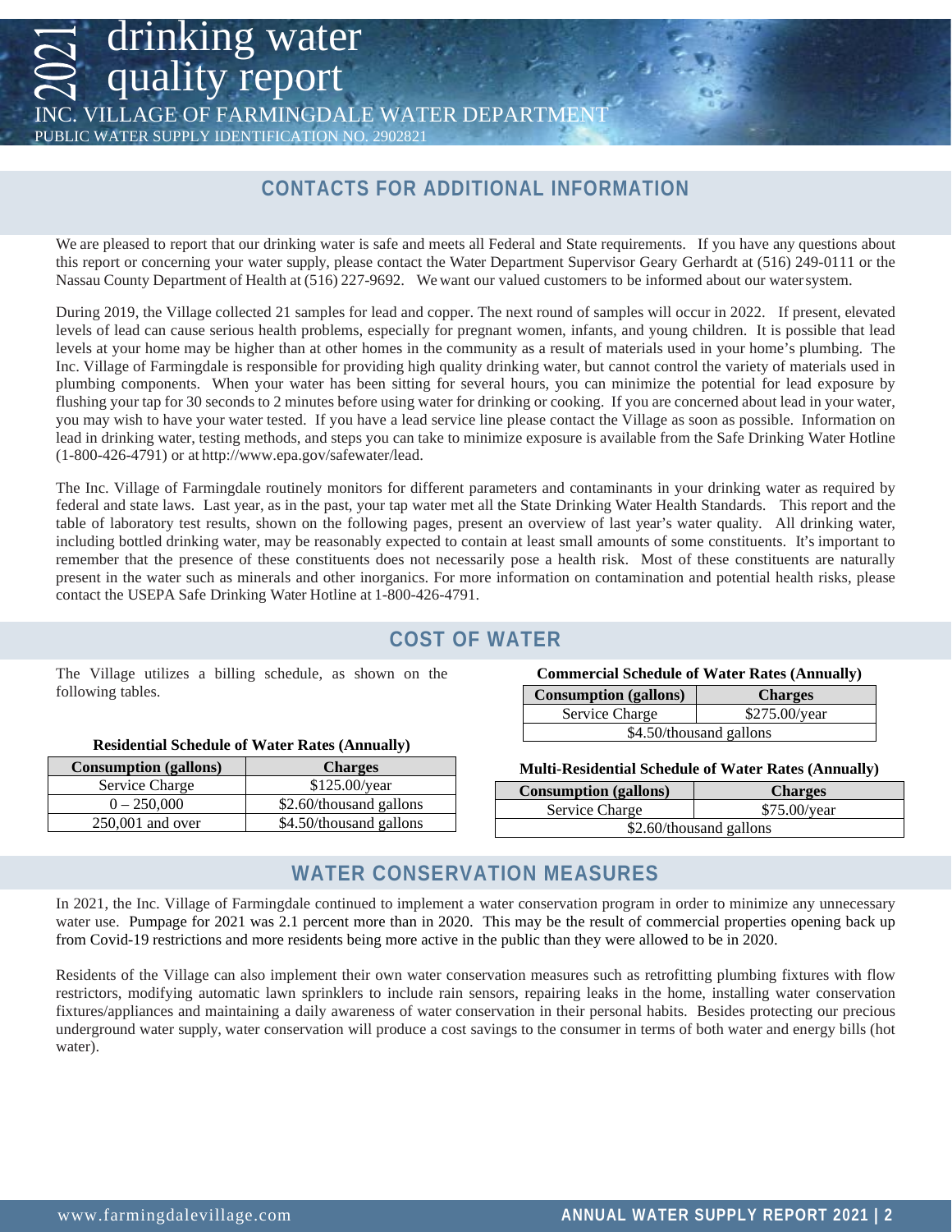# 2021 drinking water quality report

INC. VILLAGE OF FARMINGDALE WATER DEPARTMENT

PUBLIC WATER SUPPLY IDENTIFICATION NO. 2902821

## CONTACTS FOR ADDITIONAL INFORMATION

We are pleased to report that our drinking water is safe and meets all Federal and State requirements. If you have any questions about this report or concerning your water supply, please contact the Water Department Supervisor Geary Gerhardt at (516) 249-0111 or the Nassau County Department of Health at (516) 227-9692. We want our valued customers to be informed about our water system.

During 2019, the Village collected 21 samples for lead and copper. The next round of samples will occur in 2022. If present, elevated levels of lead can cause serious health problems, especially for pregnant women, infants, and young children. It is possible that lead levels at your home may be higher than at other homes in the community as a result of materials used in your home's plumbing. The Inc. Village of Farmingdale is responsible for providing high quality drinking water, but cannot control the variety of materials used in plumbing components. When your water has been sitting for several hours, you can minimize the potential for lead exposure by flushing your tap for 30 seconds to 2 minutes before using water for drinking or cooking. If you are concerned about lead in your water, you may wish to have your water tested. If you have a lead service line please contact the Village as soon as possible. Information on lead in drinking water, testing methods, and steps you can take to minimize exposure is available from the Safe Drinking Water Hotline (1-800-426-4791) or at http://www.epa.gov/safewater/lead.

The Inc. Village of Farmingdale routinely monitors for different parameters and contaminants in your drinking water as required by federal and state laws. Last year, as in the past, your tap water met all the State Drinking Water Health Standards. This report and the table of laboratory test results, shown on the following pages, present an overview of last year's water quality. All drinking water, including bottled drinking water, may be reasonably expected to contain at least small amounts of some constituents. It's important to remember that the presence of these constituents does not necessarily pose a health risk. Most of these constituents are naturally present in the water such as minerals and other inorganics. For more information on contamination and potential health risks, please contact the USEPA Safe Drinking Water Hotline at 1-800-426-4791.

## COST OF WATER

The Village utilizes a billing schedule, as shown on the following tables.

**Residential Schedule of Water Rates (Annually)**

| Consumption (gallons) | Charges |
|---|---|
| Service Charge | $125.00/year |
| 0 – 250,000 | $2.60/thousand gallons |
| 250,001 and over | $4.50/thousand gallons |

**Commercial Schedule of Water Rates (Annually)**

| Consumption (gallons) | Charges |
|---|---|
| Service Charge | $275.00/year |
| $4.50/thousand gallons | |

**Multi-Residential Schedule of Water Rates (Annually)**

| Consumption (gallons) | Charges |
|---|---|
| Service Charge | $75.00/year |
| $2.60/thousand gallons | |

## WATER CONSERVATION MEASURES

In 2021, the Inc. Village of Farmingdale continued to implement a water conservation program in order to minimize any unnecessary water use. Pumpage for 2021 was 2.1 percent more than in 2020. This may be the result of commercial properties opening back up from Covid-19 restrictions and more residents being more active in the public than they were allowed to be in 2020.

Residents of the Village can also implement their own water conservation measures such as retrofitting plumbing fixtures with flow restrictors, modifying automatic lawn sprinklers to include rain sensors, repairing leaks in the home, installing water conservation fixtures/appliances and maintaining a daily awareness of water conservation in their personal habits. Besides protecting our precious underground water supply, water conservation will produce a cost savings to the consumer in terms of both water and energy bills (hot water).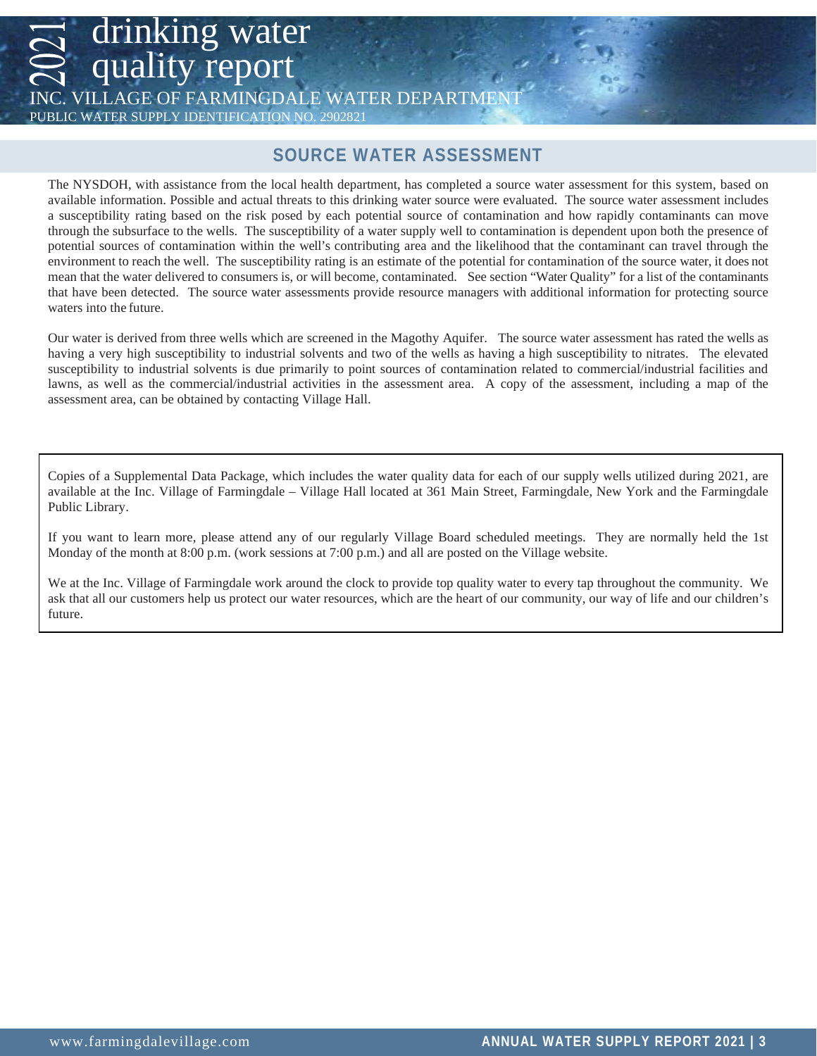## SOURCE WATER ASSESSMENT

The NYSDOH, with assistance from the local health department, has completed a source water assessment for this system, based on available information. Possible and actual threats to this drinking water source were evaluated. The source water assessment includes a susceptibility rating based on the risk posed by each potential source of contamination and how rapidly contaminants can move through the subsurface to the wells. The susceptibility of a water supply well to contamination is dependent upon both the presence of potential sources of contamination within the well's contributing area and the likelihood that the contaminant can travel through the environment to reach the well. The susceptibility rating is an estimate of the potential for contamination of the source water, it does not mean that the water delivered to consumers is, or will become, contaminated. See section "Water Quality" for a list of the contaminants that have been detected. The source water assessments provide resource managers with additional information for protecting source waters into the future.

Our water is derived from three wells which are screened in the Magothy Aquifer. The source water assessment has rated the wells as having a very high susceptibility to industrial solvents and two of the wells as having a high susceptibility to nitrates. The elevated susceptibility to industrial solvents is due primarily to point sources of contamination related to commercial/industrial facilities and lawns, as well as the commercial/industrial activities in the assessment area. A copy of the assessment, including a map of the assessment area, can be obtained by contacting Village Hall.

Copies of a Supplemental Data Package, which includes the water quality data for each of our supply wells utilized during 2021, are available at the Inc. Village of Farmingdale – Village Hall located at 361 Main Street, Farmingdale, New York and the Farmingdale Public Library.

If you want to learn more, please attend any of our regularly Village Board scheduled meetings. They are normally held the 1st Monday of the month at 8:00 p.m. (work sessions at 7:00 p.m.) and all are posted on the Village website.

We at the Inc. Village of Farmingdale work around the clock to provide top quality water to every tap throughout the community. We ask that all our customers help us protect our water resources, which are the heart of our community, our way of life and our children's future.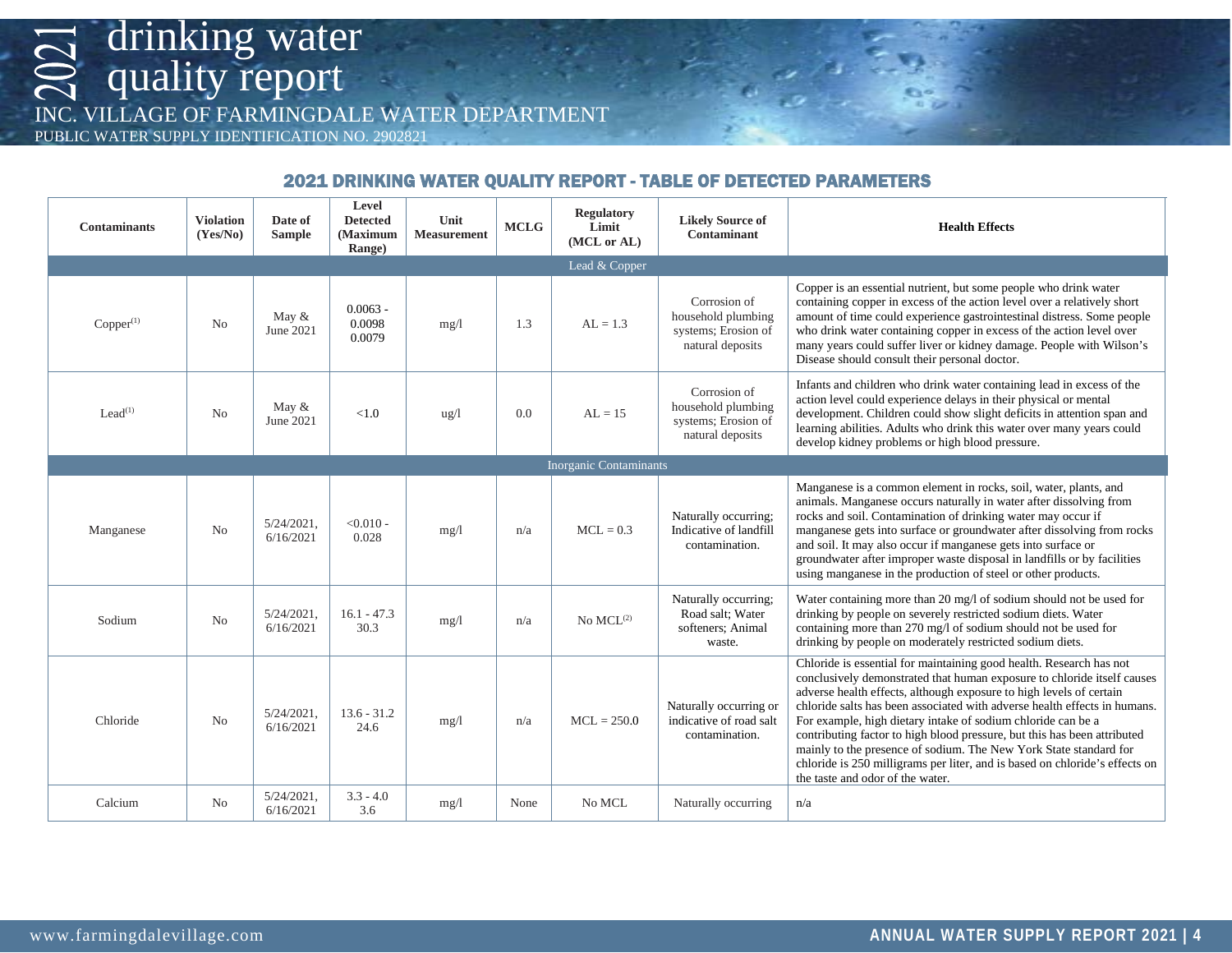# 2021 drinking water quality report

INC. VILLAGE OF FARMINGDALE WATER DEPARTMENT

PUBLIC WATER SUPPLY IDENTIFICATION NO. 2902821

## 2021 DRINKING WATER QUALITY REPORT - TABLE OF DETECTED PARAMETERS

| Contaminants | Violation (Yes/No) | Date of Sample | Level Detected (Maximum Range) | Unit Measurement | MCLG | Regulatory Limit (MCL or AL) | Likely Source of Contaminant | Health Effects |
|---|---|---|---|---|---|---|---|---|
| **Lead & Copper** | | | | | | | | |
| Copper[1] | No | May & June 2021 | 0.0063 - 0.0098 0.0079 | mg/l | 1.3 | AL = 1.3 | Corrosion of household plumbing systems; Erosion of natural deposits | Copper is an essential nutrient, but some people who drink water containing copper in excess of the action level over a relatively short amount of time could experience gastrointestinal distress. Some people who drink water containing copper in excess of the action level over many years could suffer liver or kidney damage. People with Wilson's Disease should consult their personal doctor. |
| Lead[1] | No | May & June 2021 | <1.0 | ug/l | 0.0 | AL = 15 | Corrosion of household plumbing systems; Erosion of natural deposits | Infants and children who drink water containing lead in excess of the action level could experience delays in their physical or mental development. Children could show slight deficits in attention span and learning abilities. Adults who drink this water over many years could develop kidney problems or high blood pressure. |
| **Inorganic Contaminants** | | | | | | | | |
| Manganese | No | 5/24/2021, 6/16/2021 | <0.010 - 0.028 | mg/l | n/a | MCL = 0.3 | Naturally occurring; Indicative of landfill contamination. | Manganese is a common element in rocks, soil, water, plants, and animals. Manganese occurs naturally in water after dissolving from rocks and soil. Contamination of drinking water may occur if manganese gets into surface or groundwater after dissolving from rocks and soil. It may also occur if manganese gets into surface or groundwater after improper waste disposal in landfills or by facilities using manganese in the production of steel or other products. |
| Sodium | No | 5/24/2021, 6/16/2021 | 16.1 - 47.3 30.3 | mg/l | n/a | No MCL[2] | Naturally occurring; Road salt; Water softeners; Animal waste. | Water containing more than 20 mg/l of sodium should not be used for drinking by people on severely restricted sodium diets. Water containing more than 270 mg/l of sodium should not be used for drinking by people on moderately restricted sodium diets. |
| Chloride | No | 5/24/2021, 6/16/2021 | 13.6 - 31.2 24.6 | mg/l | n/a | MCL = 250.0 | Naturally occurring or indicative of road salt contamination. | Chloride is essential for maintaining good health. Research has not conclusively demonstrated that human exposure to chloride itself causes adverse health effects, although exposure to high levels of certain chloride salts has been associated with adverse health effects in humans. For example, high dietary intake of sodium chloride can be a contributing factor to high blood pressure, but this has been attributed mainly to the presence of sodium. The New York State standard for chloride is 250 milligrams per liter, and is based on chloride's effects on the taste and odor of the water. |
| Calcium | No | 5/24/2021, 6/16/2021 | 3.3 - 4.0 3.6 | mg/l | None | No MCL | Naturally occurring | n/a |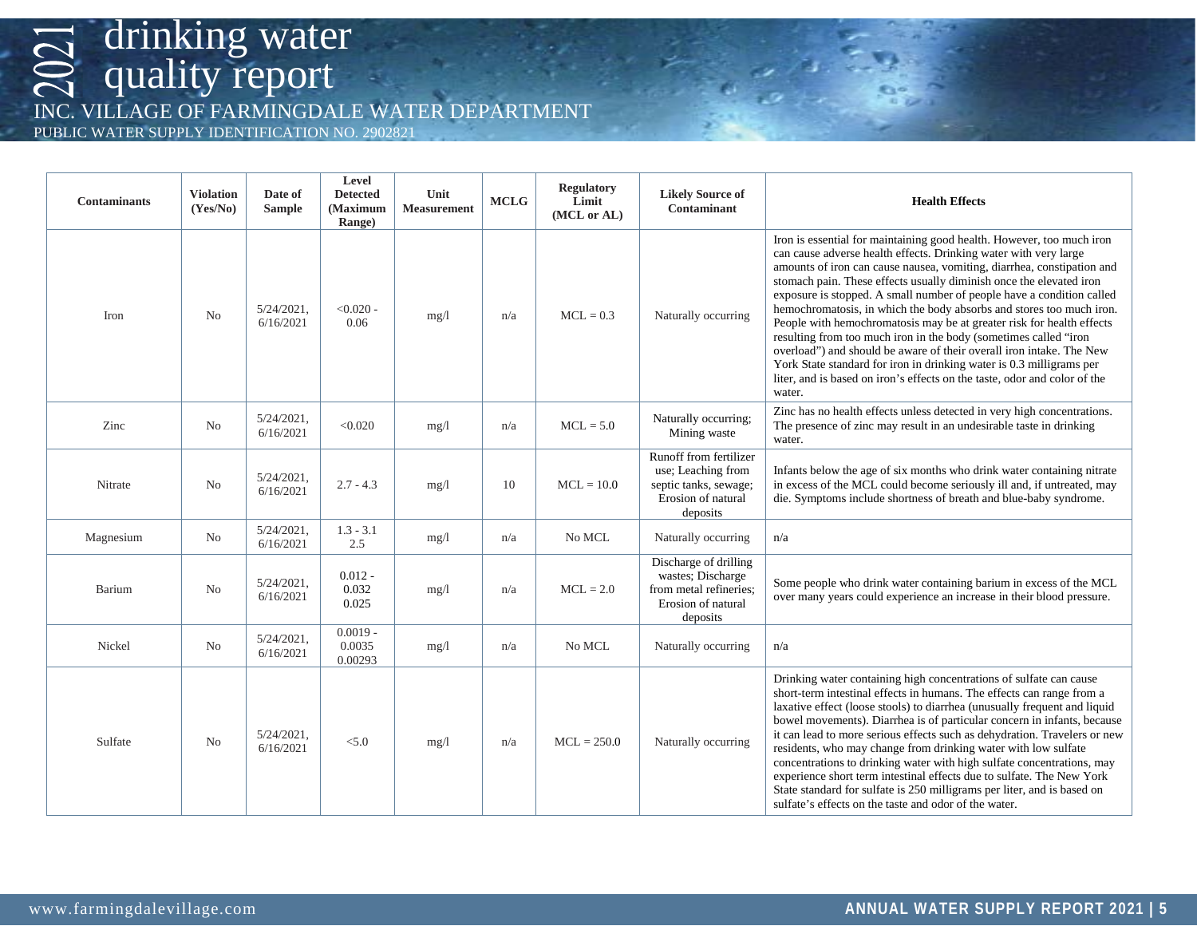# 2021 drinking water quality report

INC. VILLAGE OF FARMINGDALE WATER DEPARTMENT

PUBLIC WATER SUPPLY IDENTIFICATION NO. 2902821

| Contaminants | Violation (Yes/No) | Date of Sample | Level Detected (Maximum Range) | Unit Measurement | MCLG | Regulatory Limit (MCL or AL) | Likely Source of Contaminant | Health Effects |
|---|---|---|---|---|---|---|---|---|
| Iron | No | 5/24/2021, 6/16/2021 | <0.020 - 0.06 | mg/l | n/a | MCL = 0.3 | Naturally occurring | Iron is essential for maintaining good health. However, too much iron can cause adverse health effects. Drinking water with very large amounts of iron can cause nausea, vomiting, diarrhea, constipation and stomach pain. These effects usually diminish once the elevated iron exposure is stopped. A small number of people have a condition called hemochromatosis, in which the body absorbs and stores too much iron. People with hemochromatosis may be at greater risk for health effects resulting from too much iron in the body (sometimes called "iron overload") and should be aware of their overall iron intake. The New York State standard for iron in drinking water is 0.3 milligrams per liter, and is based on iron's effects on the taste, odor and color of the water. |
| Zinc | No | 5/24/2021, 6/16/2021 | <0.020 | mg/l | n/a | MCL = 5.0 | Naturally occurring; Mining waste | Zinc has no health effects unless detected in very high concentrations. The presence of zinc may result in an undesirable taste in drinking water. |
| Nitrate | No | 5/24/2021, 6/16/2021 | 2.7 - 4.3 | mg/l | 10 | MCL = 10.0 | Runoff from fertilizer use; Leaching from septic tanks, sewage; Erosion of natural deposits | Infants below the age of six months who drink water containing nitrate in excess of the MCL could become seriously ill and, if untreated, may die. Symptoms include shortness of breath and blue-baby syndrome. |
| Magnesium | No | 5/24/2021, 6/16/2021 | 1.3 - 3.1 2.5 | mg/l | n/a | No MCL | Naturally occurring | n/a |
| Barium | No | 5/24/2021, 6/16/2021 | 0.012 - 0.032 0.025 | mg/l | n/a | MCL = 2.0 | Discharge of drilling wastes; Discharge from metal refineries; Erosion of natural deposits | Some people who drink water containing barium in excess of the MCL over many years could experience an increase in their blood pressure. |
| Nickel | No | 5/24/2021, 6/16/2021 | 0.0019 - 0.0035 0.00293 | mg/l | n/a | No MCL | Naturally occurring | n/a |
| Sulfate | No | 5/24/2021, 6/16/2021 | <5.0 | mg/l | n/a | MCL = 250.0 | Naturally occurring | Drinking water containing high concentrations of sulfate can cause short-term intestinal effects in humans. The effects can range from a laxative effect (loose stools) to diarrhea (unusually frequent and liquid bowel movements). Diarrhea is of particular concern in infants, because it can lead to more serious effects such as dehydration. Travelers or new residents, who may change from drinking water with low sulfate concentrations to drinking water with high sulfate concentrations, may experience short term intestinal effects due to sulfate. The New York State standard for sulfate is 250 milligrams per liter, and is based on sulfate's effects on the taste and odor of the water. |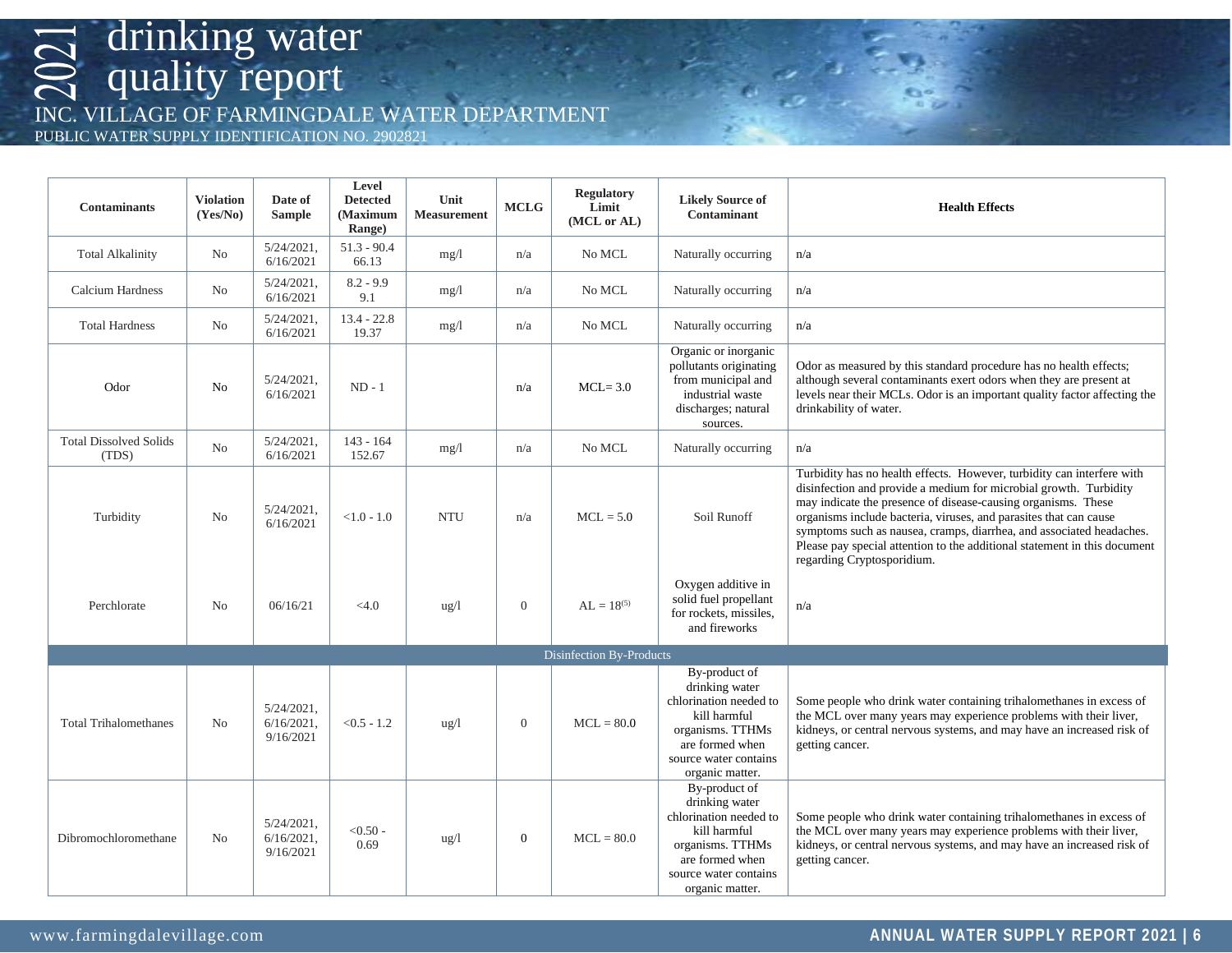# 2021 drinking water quality report

INC. VILLAGE OF FARMINGDALE WATER DEPARTMENT

PUBLIC WATER SUPPLY IDENTIFICATION NO. 2902821

| Contaminants | Violation (Yes/No) | Date of Sample | Level Detected (Maximum Range) | Unit Measurement | MCLG | Regulatory Limit (MCL or AL) | Likely Source of Contaminant | Health Effects |
|---|---|---|---|---|---|---|---|---|
| Total Alkalinity | No | 5/24/2021, 6/16/2021 | 51.3 - 90.4 66.13 | mg/l | n/a | No MCL | Naturally occurring | n/a |
| Calcium Hardness | No | 5/24/2021, 6/16/2021 | 8.2 - 9.9 9.1 | mg/l | n/a | No MCL | Naturally occurring | n/a |
| Total Hardness | No | 5/24/2021, 6/16/2021 | 13.4 - 22.8 19.37 | mg/l | n/a | No MCL | Naturally occurring | n/a |
| Odor | No | 5/24/2021, 6/16/2021 | ND - 1 | | n/a | MCL= 3.0 | Organic or inorganic pollutants originating from municipal and industrial waste discharges; natural sources. | Odor as measured by this standard procedure has no health effects; although several contaminants exert odors when they are present at levels near their MCLs. Odor is an important quality factor affecting the drinkability of water. |
| Total Dissolved Solids (TDS) | No | 5/24/2021, 6/16/2021 | 143 - 164 152.67 | mg/l | n/a | No MCL | Naturally occurring | n/a |
| Turbidity | No | 5/24/2021, 6/16/2021 | <1.0 - 1.0 | NTU | n/a | MCL = 5.0 | Soil Runoff | Turbidity has no health effects. However, turbidity can interfere with disinfection and provide a medium for microbial growth. Turbidity may indicate the presence of disease-causing organisms. These organisms include bacteria, viruses, and parasites that can cause symptoms such as nausea, cramps, diarrhea, and associated headaches. Please pay special attention to the additional statement in this document regarding Cryptosporidium. |
| Perchlorate | No | 06/16/21 | <4.0 | ug/l | 0 | AL = 18[5] | Oxygen additive in solid fuel propellant for rockets, missiles, and fireworks | n/a |
| **Disinfection By-Products** | | | | | | | | |
| Total Trihalomethanes | No | 5/24/2021, 6/16/2021, 9/16/2021 | <0.5 - 1.2 | ug/l | 0 | MCL = 80.0 | By-product of drinking water chlorination needed to kill harmful organisms. TTHMs are formed when source water contains organic matter. | Some people who drink water containing trihalomethanes in excess of the MCL over many years may experience problems with their liver, kidneys, or central nervous systems, and may have an increased risk of getting cancer. |
| Dibromochloromethane | No | 5/24/2021, 6/16/2021, 9/16/2021 | <0.50 - 0.69 | ug/l | 0 | MCL = 80.0 | By-product of drinking water chlorination needed to kill harmful organisms. TTHMs are formed when source water contains organic matter. | Some people who drink water containing trihalomethanes in excess of the MCL over many years may experience problems with their liver, kidneys, or central nervous systems, and may have an increased risk of getting cancer. |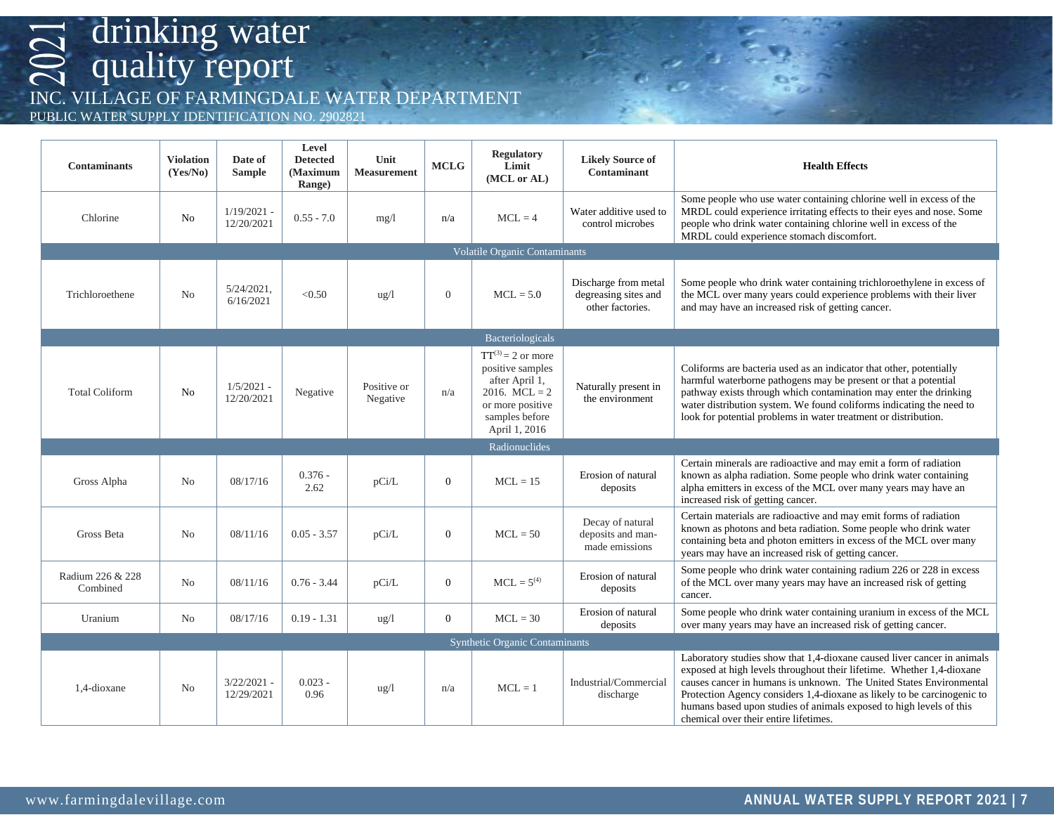# 2021 drinking water quality report

INC. VILLAGE OF FARMINGDALE WATER DEPARTMENT

PUBLIC WATER SUPPLY IDENTIFICATION NO. 2902821

| Contaminants | Violation (Yes/No) | Date of Sample | Level Detected (Maximum Range) | Unit Measurement | MCLG | Regulatory Limit (MCL or AL) | Likely Source of Contaminant | Health Effects |
|---|---|---|---|---|---|---|---|---|
| Chlorine | No | 1/19/2021 - 12/20/2021 | 0.55 - 7.0 | mg/l | n/a | MCL = 4 | Water additive used to control microbes | Some people who use water containing chlorine well in excess of the MRDL could experience irritating effects to their eyes and nose. Some people who drink water containing chlorine well in excess of the MRDL could experience stomach discomfort. |
| **Volatile Organic Contaminants** | | | | | | | | |
| Trichloroethene | No | 5/24/2021, 6/16/2021 | <0.50 | ug/l | 0 | MCL = 5.0 | Discharge from metal degreasing sites and other factories. | Some people who drink water containing trichloroethylene in excess of the MCL over many years could experience problems with their liver and may have an increased risk of getting cancer. |
| **Bacteriologicals** | | | | | | | | |
| Total Coliform | No | 1/5/2021 - 12/20/2021 | Negative | Positive or Negative | n/a | TT(3) = 2 or more positive samples after April 1, 2016. MCL = 2 or more positive samples before April 1, 2016 | Naturally present in the environment | Coliforms are bacteria used as an indicator that other, potentially harmful waterborne pathogens may be present or that a potential pathway exists through which contamination may enter the drinking water distribution system. We found coliforms indicating the need to look for potential problems in water treatment or distribution. |
| **Radionuclides** | | | | | | | | |
| Gross Alpha | No | 08/17/16 | 0.376 - 2.62 | pCi/L | 0 | MCL = 15 | Erosion of natural deposits | Certain minerals are radioactive and may emit a form of radiation known as alpha radiation. Some people who drink water containing alpha emitters in excess of the MCL over many years may have an increased risk of getting cancer. |
| Gross Beta | No | 08/11/16 | 0.05 - 3.57 | pCi/L | 0 | MCL = 50 | Decay of natural deposits and man-made emissions | Certain materials are radioactive and may emit forms of radiation known as photons and beta radiation. Some people who drink water containing beta and photon emitters in excess of the MCL over many years may have an increased risk of getting cancer. |
| Radium 226 & 228 Combined | No | 08/11/16 | 0.76 - 3.44 | pCi/L | 0 | MCL = 5(4) | Erosion of natural deposits | Some people who drink water containing radium 226 or 228 in excess of the MCL over many years may have an increased risk of getting cancer. |
| Uranium | No | 08/17/16 | 0.19 - 1.31 | ug/l | 0 | MCL = 30 | Erosion of natural deposits | Some people who drink water containing uranium in excess of the MCL over many years may have an increased risk of getting cancer. |
| **Synthetic Organic Contaminants** | | | | | | | | |
| 1,4-dioxane | No | 3/22/2021 - 12/29/2021 | 0.023 - 0.96 | ug/l | n/a | MCL = 1 | Industrial/Commercial discharge | Laboratory studies show that 1,4-dioxane caused liver cancer in animals exposed at high levels throughout their lifetime. Whether 1,4-dioxane causes cancer in humans is unknown. The United States Environmental Protection Agency considers 1,4-dioxane as likely to be carcinogenic to humans based upon studies of animals exposed to high levels of this chemical over their entire lifetimes. |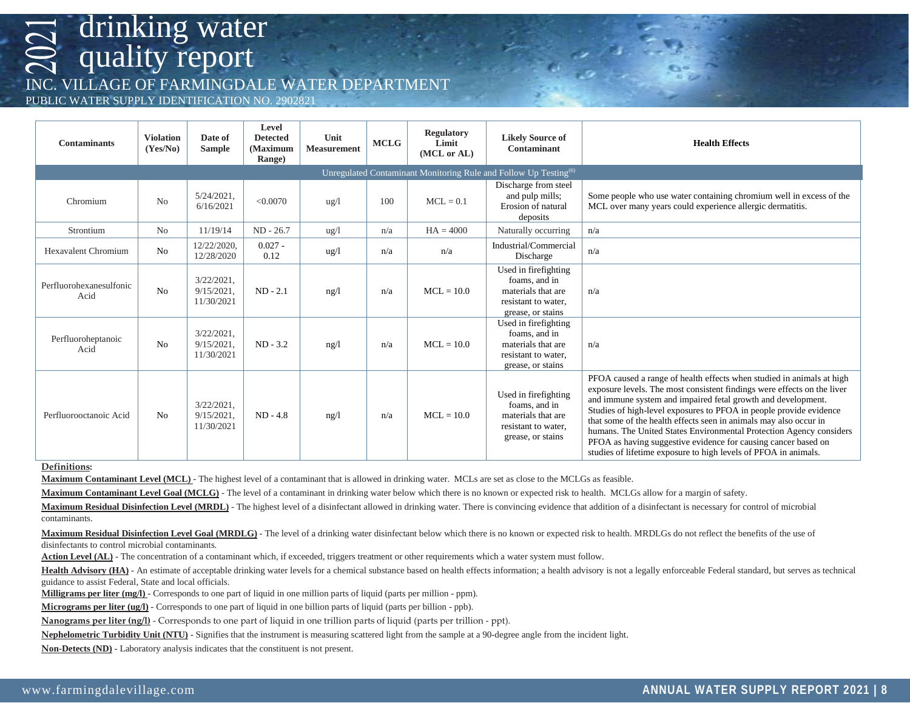# 2021 drinking water quality report

INC. VILLAGE OF FARMINGDALE WATER DEPARTMENT

PUBLIC WATER SUPPLY IDENTIFICATION NO. 2902821

| Contaminants | Violation (Yes/No) | Date of Sample | Level Detected (Maximum Range) | Unit Measurement | MCLG | Regulatory Limit (MCL or AL) | Likely Source of Contaminant | Health Effects |
|---|---|---|---|---|---|---|---|---|
| Unregulated Contaminant Monitoring Rule and Follow Up Testing[6] | | | | | | | | |
| Chromium | No | 5/24/2021, 6/16/2021 | <0.0070 | ug/l | 100 | MCL = 0.1 | Discharge from steel and pulp mills; Erosion of natural deposits | Some people who use water containing chromium well in excess of the MCL over many years could experience allergic dermatitis. |
| Strontium | No | 11/19/14 | ND - 26.7 | ug/l | n/a | HA = 4000 | Naturally occurring | n/a |
| Hexavalent Chromium | No | 12/22/2020, 12/28/2020 | 0.027 - 0.12 | ug/l | n/a | n/a | Industrial/Commercial Discharge | n/a |
| Perfluorohexanesulfonic Acid | No | 3/22/2021, 9/15/2021, 11/30/2021 | ND - 2.1 | ng/l | n/a | MCL = 10.0 | Used in firefighting foams, and in materials that are resistant to water, grease, or stains | n/a |
| Perfluoroheptanoic Acid | No | 3/22/2021, 9/15/2021, 11/30/2021 | ND - 3.2 | ng/l | n/a | MCL = 10.0 | Used in firefighting foams, and in materials that are resistant to water, grease, or stains | n/a |
| Perfluorooctanoic Acid | No | 3/22/2021, 9/15/2021, 11/30/2021 | ND - 4.8 | ng/l | n/a | MCL = 10.0 | Used in firefighting foams, and in materials that are resistant to water, grease, or stains | PFOA caused a range of health effects when studied in animals at high exposure levels. The most consistent findings were effects on the liver and immune system and impaired fetal growth and development. Studies of high-level exposures to PFOA in people provide evidence that some of the health effects seen in animals may also occur in humans. The United States Environmental Protection Agency considers PFOA as having suggestive evidence for causing cancer based on studies of lifetime exposure to high levels of PFOA in animals. |

**Definitions:**

**Maximum Contaminant Level (MCL)** - The highest level of a contaminant that is allowed in drinking water. MCLs are set as close to the MCLGs as feasible.

**Maximum Contaminant Level Goal (MCLG)** - The level of a contaminant in drinking water below which there is no known or expected risk to health. MCLGs allow for a margin of safety.

**Maximum Residual Disinfection Level (MRDL)** - The highest level of a disinfectant allowed in drinking water. There is convincing evidence that addition of a disinfectant is necessary for control of microbial contaminants.

**Maximum Residual Disinfection Level Goal (MRDLG)** - The level of a drinking water disinfectant below which there is no known or expected risk to health. MRDLGs do not reflect the benefits of the use of disinfectants to control microbial contaminants.

**Action Level (AL)** - The concentration of a contaminant which, if exceeded, triggers treatment or other requirements which a water system must follow.

**Health Advisory (HA)** - An estimate of acceptable drinking water levels for a chemical substance based on health effects information; a health advisory is not a legally enforceable Federal standard, but serves as technical guidance to assist Federal, State and local officials.

**Milligrams per liter (mg/l)** - Corresponds to one part of liquid in one million parts of liquid (parts per million - ppm).

**Micrograms per liter (ug/l)** - Corresponds to one part of liquid in one billion parts of liquid (parts per billion - ppb).

**Nanograms per liter (ng/l)** - Corresponds to one part of liquid in one trillion parts of liquid (parts per trillion - ppt).

**Nephelometric Turbidity Unit (NTU)** - Signifies that the instrument is measuring scattered light from the sample at a 90-degree angle from the incident light.

**Non-Detects (ND)** - Laboratory analysis indicates that the constituent is not present.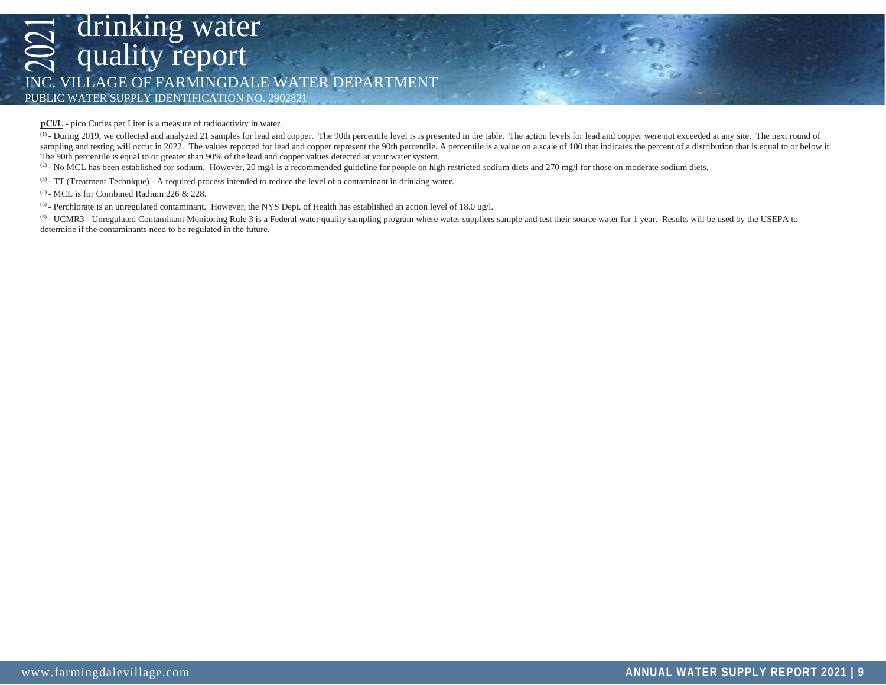**pCi/L** - pico Curies per Liter is a measure of radioactivity in water.

(1) - During 2019, we collected and analyzed 21 samples for lead and copper. The 90th percentile level is is presented in the table. The action levels for lead and copper were not exceeded at any site. The next round of sampling and testing will occur in 2022. The values reported for lead and copper represent the 90th percentile. A percentile is a value on a scale of 100 that indicates the percent of a distribution that is equal to or below it. The 90th percentile is equal to or greater than 90% of the lead and copper values detected at your water system.

(2) - No MCL has been established for sodium. However, 20 mg/l is a recommended guideline for people on high restricted sodium diets and 270 mg/l for those on moderate sodium diets.

(3) - TT (Treatment Technique) - A required process intended to reduce the level of a contaminant in drinking water.

(4) - MCL is for Combined Radium 226 & 228.

(5) - Perchlorate is an unregulated contaminant. However, the NYS Dept. of Health has established an action level of 18.0 ug/l.

(6) - UCMR3 - Unregulated Contaminant Monitoring Rule 3 is a Federal water quality sampling program where water suppliers sample and test their source water for 1 year. Results will be used by the USEPA to determine if the contaminants need to be regulated in the future.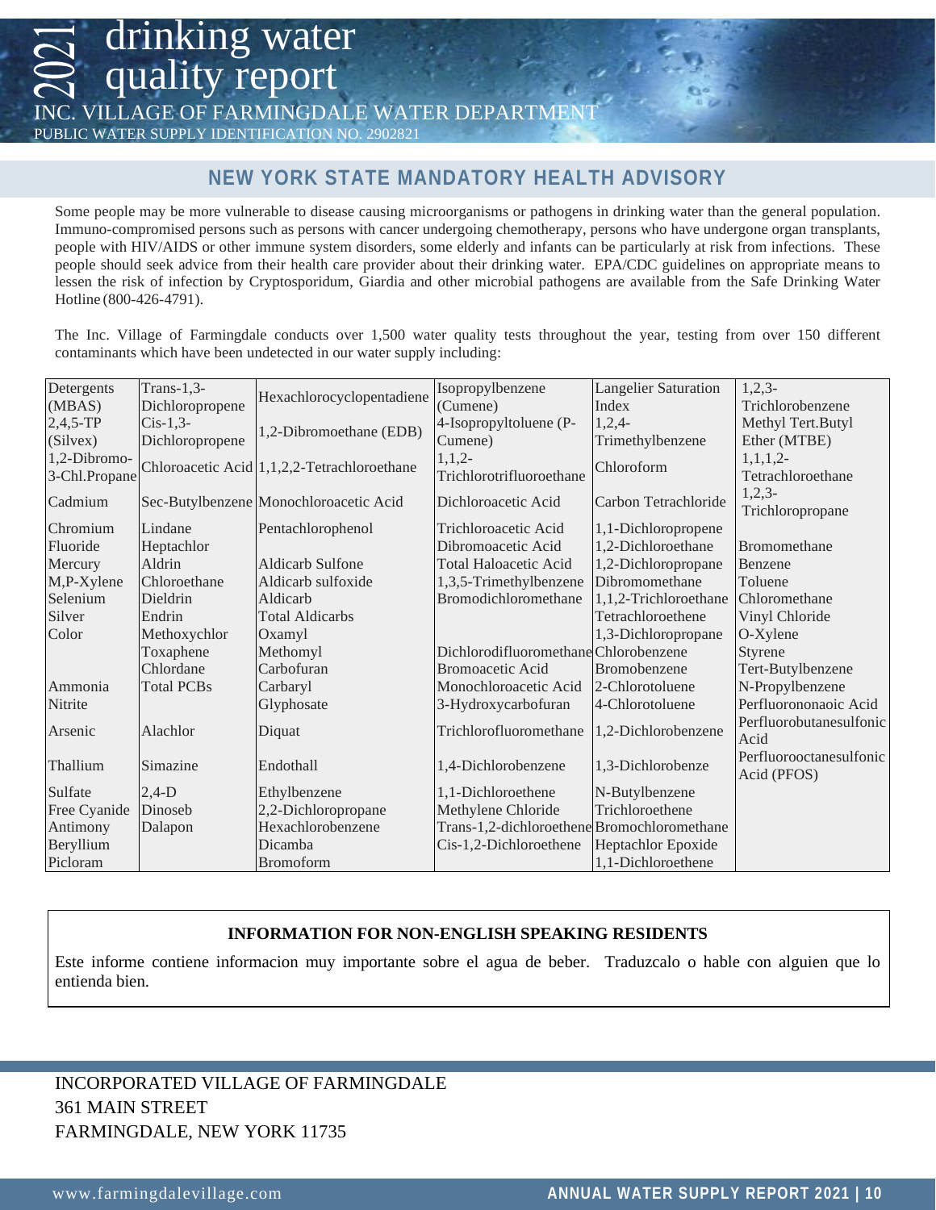# 2021 drinking water quality report

INC. VILLAGE OF FARMINGDALE WATER DEPARTMENT

PUBLIC WATER SUPPLY IDENTIFICATION NO. 2902821

## NEW YORK STATE MANDATORY HEALTH ADVISORY

Some people may be more vulnerable to disease causing microorganisms or pathogens in drinking water than the general population. Immuno-compromised persons such as persons with cancer undergoing chemotherapy, persons who have undergone organ transplants, people with HIV/AIDS or other immune system disorders, some elderly and infants can be particularly at risk from infections. These people should seek advice from their health care provider about their drinking water. EPA/CDC guidelines on appropriate means to lessen the risk of infection by Cryptosporidum, Giardia and other microbial pathogens are available from the Safe Drinking Water Hotline (800-426-4791).

The Inc. Village of Farmingdale conducts over 1,500 water quality tests throughout the year, testing from over 150 different contaminants which have been undetected in our water supply including:

| | | | | | |
|---|---|---|---|---|---|
| Detergents (MBAS) | Trans-1,3-Dichloropropene | Hexachlorocyclopentadiene | Isopropylbenzene (Cumene) | Langelier Saturation Index | 1,2,3-Trichlorobenzene |
| 2,4,5-TP (Silvex) | Cis-1,3-Dichloropropene | 1,2-Dibromoethane (EDB) | 4-Isopropyltoluene (P-Cumene) | 1,2,4-Trimethylbenzene | Methyl Tert.Butyl Ether (MTBE) |
| 1,2-Dibromo-3-Chl.Propane | Chloroacetic Acid | 1,1,2,2-Tetrachloroethane | 1,1,2-Trichlorotrifluoroethane | Chloroform | 1,1,1,2-Tetrachloroethane |
| Cadmium | Sec-Butylbenzene | Monochloroacetic Acid | Dichloroacetic Acid | Carbon Tetrachloride | 1,2,3-Trichloropropane |
| Chromium | Lindane | Pentachlorophenol | Trichloroacetic Acid | 1,1-Dichloropropene | |
| Fluoride | Heptachlor | | Dibromoacetic Acid | 1,2-Dichloroethane | Bromomethane |
| Mercury | Aldrin | Aldicarb Sulfone | Total Haloacetic Acid | 1,2-Dichloropropane | Benzene |
| M,P-Xylene | Chloroethane | Aldicarb sulfoxide | 1,3,5-Trimethylbenzene | Dibromomethane | Toluene |
| Selenium | Dieldrin | Aldicarb | Bromodichloromethane | 1,1,2-Trichloroethane | Chloromethane |
| Silver | Endrin | Total Aldicarbs | | Tetrachloroethene | Vinyl Chloride |
| Color | Methoxychlor | Oxamyl | | 1,3-Dichloropropane | O-Xylene |
| | Toxaphene | Methomyl | Dichlorodifluoromethane | Chlorobenzene | Styrene |
| | Chlordane | Carbofuran | Bromoacetic Acid | Bromobenzene | Tert-Butylbenzene |
| Ammonia | Total PCBs | Carbaryl | Monochloroacetic Acid | 2-Chlorotoluene | N-Propylbenzene |
| Nitrite | | Glyphosate | 3-Hydroxycarbofuran | 4-Chlorotoluene | Perfluorononaoic Acid |
| Arsenic | Alachlor | Diquat | Trichlorofluoromethane | 1,2-Dichlorobenzene | Perfluorobutanesulfonic Acid |
| Thallium | Simazine | Endothall | 1,4-Dichlorobenzene | 1,3-Dichlorobenze | Perfluorooctanesulfonic Acid (PFOS) |
| Sulfate | 2,4-D | Ethylbenzene | 1,1-Dichloroethene | N-Butylbenzene | |
| Free Cyanide | Dinoseb | 2,2-Dichloropropane | Methylene Chloride | Trichloroethene | |
| Antimony | Dalapon | Hexachlorobenzene | Trans-1,2-dichloroethene | Bromochloromethane | |
| Beryllium | | Dicamba | Cis-1,2-Dichloroethene | Heptachlor Epoxide | |
| Picloram | | Bromoform | | 1,1-Dichloroethene | |

**INFORMATION FOR NON-ENGLISH SPEAKING RESIDENTS**

Este informe contiene informacion muy importante sobre el agua de beber. Traduzcalo o hable con alguien que lo entienda bien.

INCORPORATED VILLAGE OF FARMINGDALE
361 MAIN STREET
FARMINGDALE, NEW YORK 11735

www.farmingdalevillage.com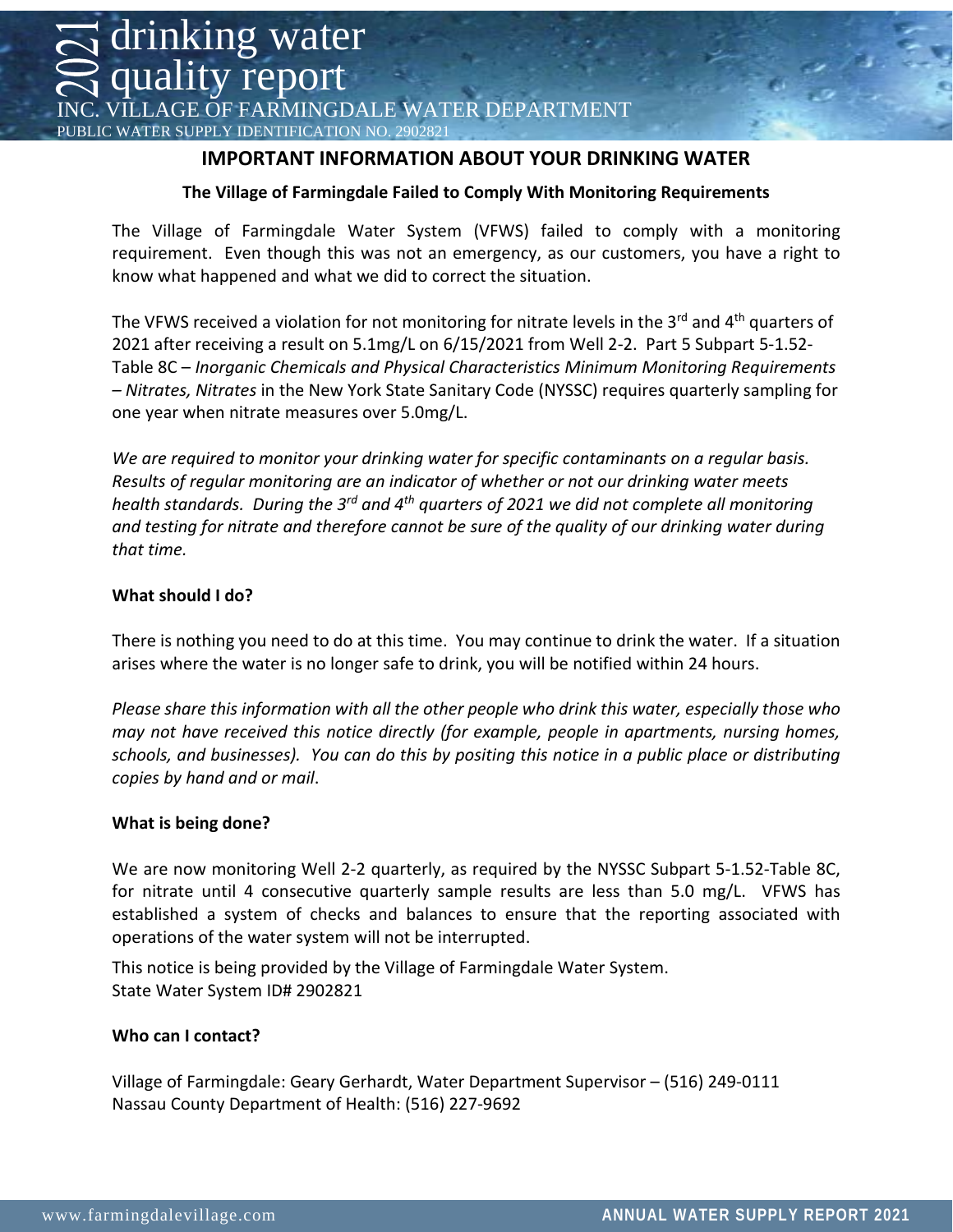# IMPORTANT INFORMATION ABOUT YOUR DRINKING WATER

### The Village of Farmingdale Failed to Comply With Monitoring Requirements

The Village of Farmingdale Water System (VFWS) failed to comply with a monitoring requirement. Even though this was not an emergency, as our customers, you have a right to know what happened and what we did to correct the situation.

The VFWS received a violation for not monitoring for nitrate levels in the 3rd and 4th quarters of 2021 after receiving a result on 5.1mg/L on 6/15/2021 from Well 2-2. Part 5 Subpart 5-1.52-Table 8C – *Inorganic Chemicals and Physical Characteristics Minimum Monitoring Requirements – Nitrates, Nitrates* in the New York State Sanitary Code (NYSSC) requires quarterly sampling for one year when nitrate measures over 5.0mg/L.

*We are required to monitor your drinking water for specific contaminants on a regular basis. Results of regular monitoring are an indicator of whether or not our drinking water meets health standards. During the 3rd and 4th quarters of 2021 we did not complete all monitoring and testing for nitrate and therefore cannot be sure of the quality of our drinking water during that time.*

**What should I do?**

There is nothing you need to do at this time. You may continue to drink the water. If a situation arises where the water is no longer safe to drink, you will be notified within 24 hours.

*Please share this information with all the other people who drink this water, especially those who may not have received this notice directly (for example, people in apartments, nursing homes, schools, and businesses). You can do this by positing this notice in a public place or distributing copies by hand and or mail*.

**What is being done?**

We are now monitoring Well 2-2 quarterly, as required by the NYSSC Subpart 5-1.52-Table 8C, for nitrate until 4 consecutive quarterly sample results are less than 5.0 mg/L. VFWS has established a system of checks and balances to ensure that the reporting associated with operations of the water system will not be interrupted.

This notice is being provided by the Village of Farmingdale Water System.
State Water System ID# 2902821

**Who can I contact?**

Village of Farmingdale: Geary Gerhardt, Water Department Supervisor – (516) 249-0111
Nassau County Department of Health: (516) 227-9692